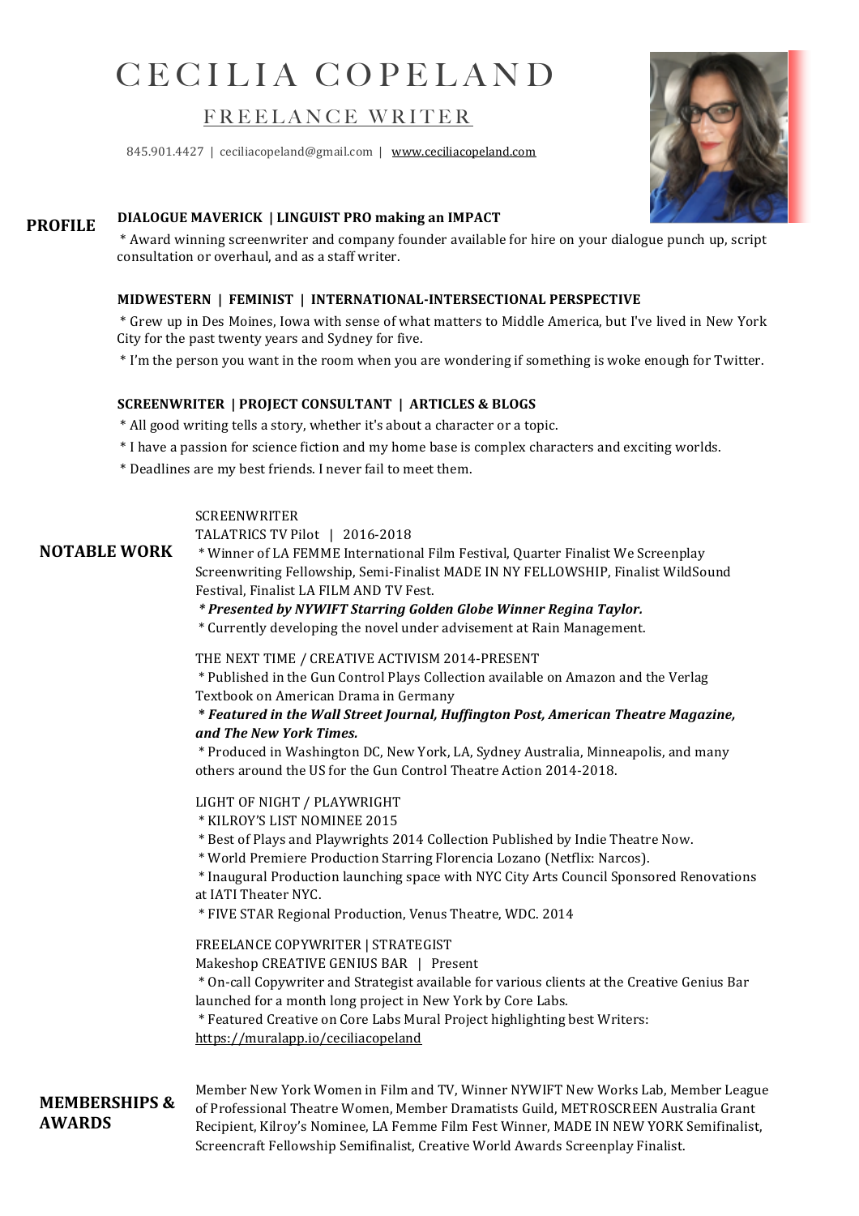# CECILIA COPELAND

## FREELANCE WRITER

845.901.4427 | ceciliacopeland@gmail.com | www.ceciliacopeland.com

## PROFILE

**DIALOGUE MAVERICK | LINGUIST PRO making an IMPACT**

* Award winning screenwriter and company founder available for hire on your dialogue punch up, script consultation or overhaul, and as a staff writer.

**MIDWESTERN | FEMINIST | INTERNATIONAL-INTERSECTIONAL PERSPECTIVE**

* Grew up in Des Moines, Iowa with sense of what matters to Middle America, but I've lived in New York City for the past twenty years and Sydney for five.
* I'm the person you want in the room when you are wondering if something is woke enough for Twitter.

**SCREENWRITER | PROJECT CONSULTANT | ARTICLES & BLOGS**

* All good writing tells a story, whether it's about a character or a topic.
* I have a passion for science fiction and my home base is complex characters and exciting worlds.
* Deadlines are my best friends. I never fail to meet them.

## NOTABLE WORK

SCREENWRITER
TALATRICS TV Pilot | 2016-2018

* Winner of LA FEMME International Film Festival, Quarter Finalist We Screenplay Screenwriting Fellowship, Semi-Finalist MADE IN NY FELLOWSHIP, Finalist WildSound Festival, Finalist LA FILM AND TV Fest.
* ***Presented by NYWIFT Starring Golden Globe Winner Regina Taylor.***
* Currently developing the novel under advisement at Rain Management.

THE NEXT TIME / CREATIVE ACTIVISM 2014-PRESENT

* Published in the Gun Control Plays Collection available on Amazon and the Verlag Textbook on American Drama in Germany
* ***Featured in the Wall Street Journal, Huffington Post, American Theatre Magazine, and The New York Times.***
* Produced in Washington DC, New York, LA, Sydney Australia, Minneapolis, and many others around the US for the Gun Control Theatre Action 2014-2018.

LIGHT OF NIGHT / PLAYWRIGHT

* KILROY'S LIST NOMINEE 2015
* Best of Plays and Playwrights 2014 Collection Published by Indie Theatre Now.
* World Premiere Production Starring Florencia Lozano (Netflix: Narcos).
* Inaugural Production launching space with NYC City Arts Council Sponsored Renovations at IATI Theater NYC.
* FIVE STAR Regional Production, Venus Theatre, WDC. 2014

FREELANCE COPYWRITER | STRATEGIST
Makeshop CREATIVE GENIUS BAR | Present

* On-call Copywriter and Strategist available for various clients at the Creative Genius Bar launched for a month long project in New York by Core Labs.
* Featured Creative on Core Labs Mural Project highlighting best Writers: https://muralapp.io/ceciliacopeland

## MEMBERSHIPS & AWARDS

Member New York Women in Film and TV, Winner NYWIFT New Works Lab, Member League of Professional Theatre Women, Member Dramatists Guild, METROSCREEN Australia Grant Recipient, Kilroy's Nominee, LA Femme Film Fest Winner, MADE IN NEW YORK Semifinalist, Screencraft Fellowship Semifinalist, Creative World Awards Screenplay Finalist.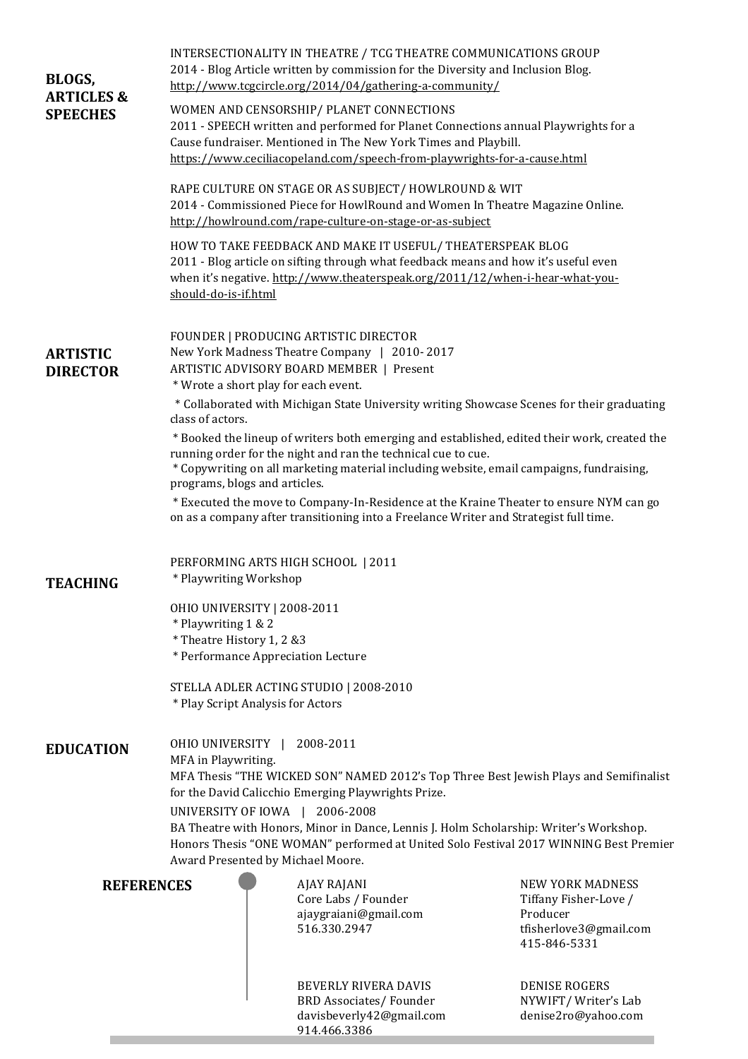## BLOGS, ARTICLES & SPEECHES

INTERSECTIONALITY IN THEATRE / TCG THEATRE COMMUNICATIONS GROUP
2014 - Blog Article written by commission for the Diversity and Inclusion Blog.
http://www.tcgcircle.org/2014/04/gathering-a-community/

WOMEN AND CENSORSHIP/ PLANET CONNECTIONS
2011 - SPEECH written and performed for Planet Connections annual Playwrights for a Cause fundraiser. Mentioned in The New York Times and Playbill.
https://www.ceciliacopeland.com/speech-from-playwrights-for-a-cause.html

RAPE CULTURE ON STAGE OR AS SUBJECT/ HOWLROUND & WIT
2014 - Commissioned Piece for HowlRound and Women In Theatre Magazine Online.
http://howlround.com/rape-culture-on-stage-or-as-subject

HOW TO TAKE FEEDBACK AND MAKE IT USEFUL/ THEATERSPEAK BLOG
2011 - Blog article on sifting through what feedback means and how it's useful even when it's negative. http://www.theaterspeak.org/2011/12/when-i-hear-what-you-should-do-is-if.html

## ARTISTIC DIRECTOR

FOUNDER | PRODUCING ARTISTIC DIRECTOR
New York Madness Theatre Company | 2010- 2017
ARTISTIC ADVISORY BOARD MEMBER | Present

* Wrote a short play for each event.
* Collaborated with Michigan State University writing Showcase Scenes for their graduating class of actors.
* Booked the lineup of writers both emerging and established, edited their work, created the running order for the night and ran the technical cue to cue.
* Copywriting on all marketing material including website, email campaigns, fundraising, programs, blogs and articles.
* Executed the move to Company-In-Residence at the Kraine Theater to ensure NYM can go on as a company after transitioning into a Freelance Writer and Strategist full time.

## TEACHING

PERFORMING ARTS HIGH SCHOOL | 2011

* Playwriting Workshop

OHIO UNIVERSITY | 2008-2011

* Playwriting 1 & 2
* Theatre History 1, 2 &3
* Performance Appreciation Lecture

STELLA ADLER ACTING STUDIO | 2008-2010

* Play Script Analysis for Actors

## EDUCATION

OHIO UNIVERSITY | 2008-2011
MFA in Playwriting.
MFA Thesis "THE WICKED SON" NAMED 2012's Top Three Best Jewish Plays and Semifinalist for the David Calicchio Emerging Playwrights Prize.

UNIVERSITY OF IOWA | 2006-2008
BA Theatre with Honors, Minor in Dance, Lennis J. Holm Scholarship: Writer's Workshop.
Honors Thesis "ONE WOMAN" performed at United Solo Festival 2017 WINNING Best Premier Award Presented by Michael Moore.

## REFERENCES

AJAY RAJANI
Core Labs / Founder
ajaygraiani@gmail.com
516.330.2947

NEW YORK MADNESS
Tiffany Fisher-Love / Producer
tfisherlove3@gmail.com
415-846-5331

BEVERLY RIVERA DAVIS
BRD Associates/ Founder
davisbeverly42@gmail.com
914.466.3386

DENISE ROGERS
NYWIFT/ Writer's Lab
denise2ro@yahoo.com